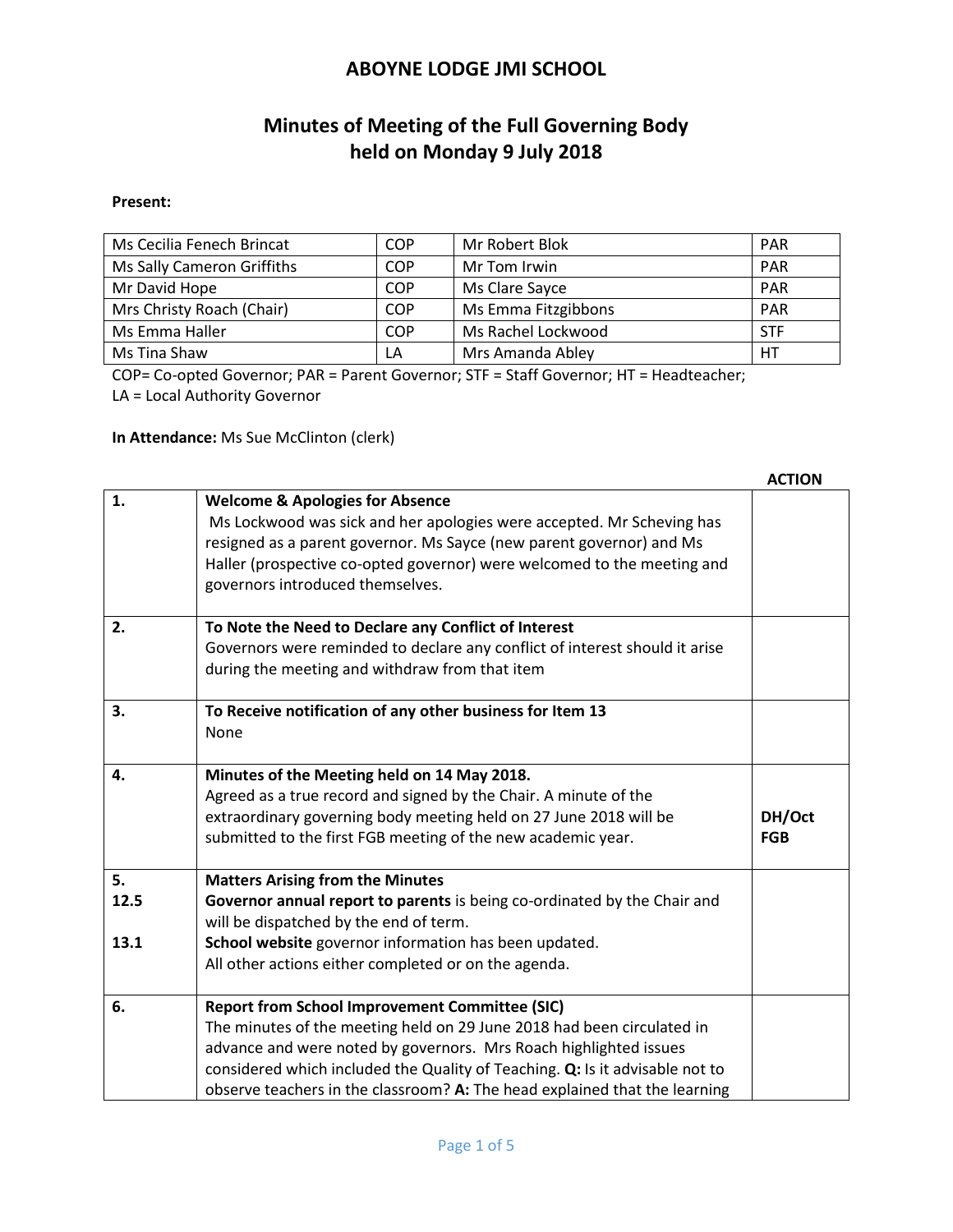# ABOYNE LODGE JMI SCHOOL

## Minutes of Meeting of the Full Governing Body held on Monday 9 July 2018

**Present:**

| | | | |
|---|---|---|---|
| Ms Cecilia Fenech Brincat | COP | Mr Robert Blok | PAR |
| Ms Sally Cameron Griffiths | COP | Mr Tom Irwin | PAR |
| Mr David Hope | COP | Ms Clare Sayce | PAR |
| Mrs Christy Roach (Chair) | COP | Ms Emma Fitzgibbons | PAR |
| Ms Emma Haller | COP | Ms Rachel Lockwood | STF |
| Ms Tina Shaw | LA | Mrs Amanda Abley | HT |

COP= Co-opted Governor; PAR = Parent Governor; STF = Staff Governor; HT = Headteacher; LA = Local Authority Governor

**In Attendance:** Ms Sue McClinton (clerk)

| | | ACTION |
|---|---|---|
| **1.** | **Welcome & Apologies for Absence**<br>Ms Lockwood was sick and her apologies were accepted. Mr Scheving has resigned as a parent governor. Ms Sayce (new parent governor) and Ms Haller (prospective co-opted governor) were welcomed to the meeting and governors introduced themselves. | |
| **2.** | **To Note the Need to Declare any Conflict of Interest**<br>Governors were reminded to declare any conflict of interest should it arise during the meeting and withdraw from that item | |
| **3.** | **To Receive notification of any other business for Item 13**<br>None | |
| **4.** | **Minutes of the Meeting held on 14 May 2018.**<br>Agreed as a true record and signed by the Chair. A minute of the extraordinary governing body meeting held on 27 June 2018 will be submitted to the first FGB meeting of the new academic year. | **DH/Oct FGB** |
| **5.**<br>**12.5**<br><br>**13.1** | **Matters Arising from the Minutes**<br>**Governor annual report to parents** is being co-ordinated by the Chair and will be dispatched by the end of term.<br>**School website** governor information has been updated.<br>All other actions either completed or on the agenda. | |
| **6.** | **Report from School Improvement Committee (SIC)**<br>The minutes of the meeting held on 29 June 2018 had been circulated in advance and were noted by governors. Mrs Roach highlighted issues considered which included the Quality of Teaching. **Q:** Is it advisable not to observe teachers in the classroom? **A:** The head explained that the learning | |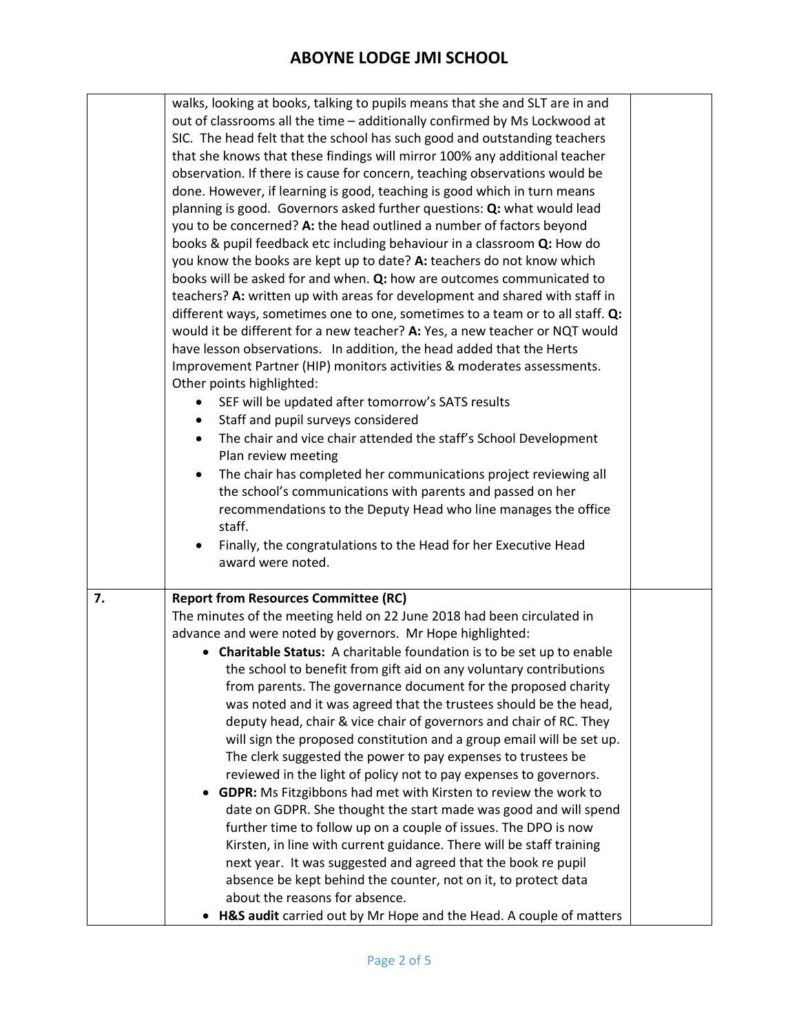| | | |
|---|---|---|
| | walks, looking at books, talking to pupils means that she and SLT are in and out of classrooms all the time – additionally confirmed by Ms Lockwood at SIC. The head felt that the school has such good and outstanding teachers that she knows that these findings will mirror 100% any additional teacher observation. If there is cause for concern, teaching observations would be done. However, if learning is good, teaching is good which in turn means planning is good. Governors asked further questions: **Q:** what would lead you to be concerned? **A:** the head outlined a number of factors beyond books & pupil feedback etc including behaviour in a classroom **Q:** How do you know the books are kept up to date? **A:** teachers do not know which books will be asked for and when. **Q:** how are outcomes communicated to teachers? **A:** written up with areas for development and shared with staff in different ways, sometimes one to one, sometimes to a team or to all staff. **Q:** would it be different for a new teacher? **A:** Yes, a new teacher or NQT would have lesson observations. In addition, the head added that the Herts Improvement Partner (HIP) monitors activities & moderates assessments. Other points highlighted:<br>• SEF will be updated after tomorrow's SATS results<br>• Staff and pupil surveys considered<br>• The chair and vice chair attended the staff's School Development Plan review meeting<br>• The chair has completed her communications project reviewing all the school's communications with parents and passed on her recommendations to the Deputy Head who line manages the office staff.<br>• Finally, the congratulations to the Head for her Executive Head award were noted. | |
| **7.** | **Report from Resources Committee (RC)**<br>The minutes of the meeting held on 22 June 2018 had been circulated in advance and were noted by governors. Mr Hope highlighted:<br>• **Charitable Status:** A charitable foundation is to be set up to enable the school to benefit from gift aid on any voluntary contributions from parents. The governance document for the proposed charity was noted and it was agreed that the trustees should be the head, deputy head, chair & vice chair of governors and chair of RC. They will sign the proposed constitution and a group email will be set up. The clerk suggested the power to pay expenses to trustees be reviewed in the light of policy not to pay expenses to governors.<br>• **GDPR:** Ms Fitzgibbons had met with Kirsten to review the work to date on GDPR. She thought the start made was good and will spend further time to follow up on a couple of issues. The DPO is now Kirsten, in line with current guidance. There will be staff training next year. It was suggested and agreed that the book re pupil absence be kept behind the counter, not on it, to protect data about the reasons for absence.<br>• **H&S audit** carried out by Mr Hope and the Head. A couple of matters | |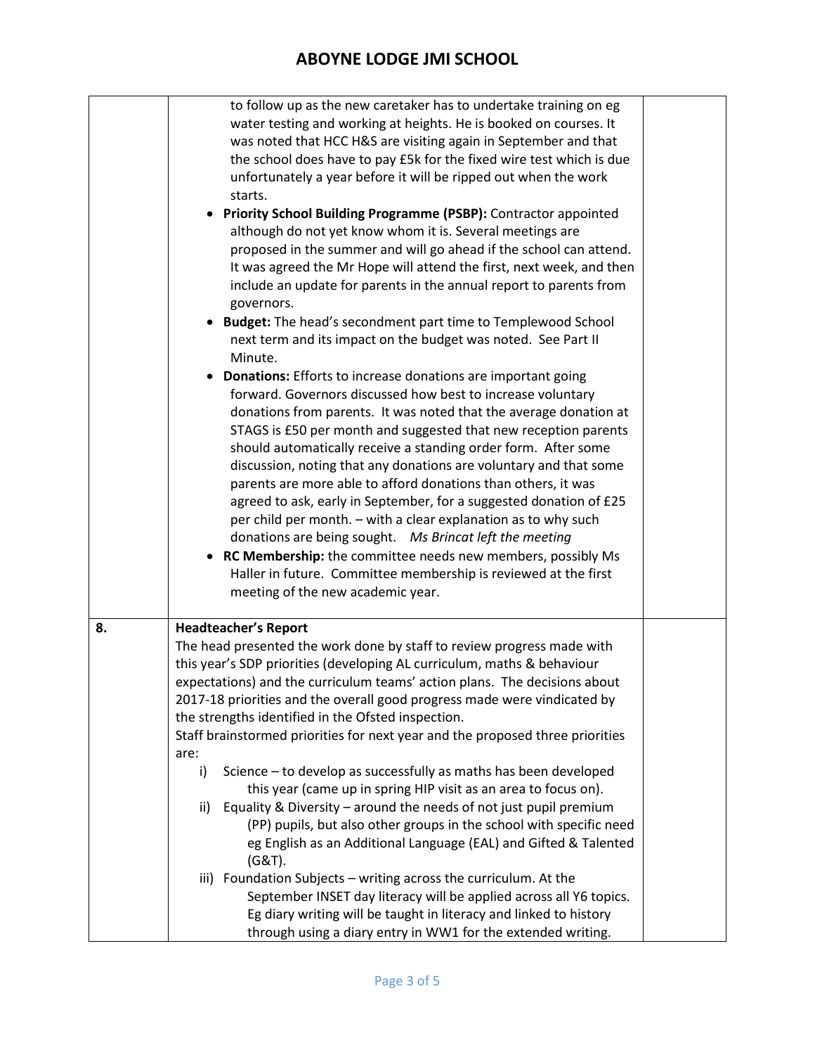| | | |
|---|---|---|
| | to follow up as the new caretaker has to undertake training on eg water testing and working at heights. He is booked on courses. It was noted that HCC H&S are visiting again in September and that the school does have to pay £5k for the fixed wire test which is due unfortunately a year before it will be ripped out when the work starts.<br>• **Priority School Building Programme (PSBP):** Contractor appointed although do not yet know whom it is. Several meetings are proposed in the summer and will go ahead if the school can attend. It was agreed the Mr Hope will attend the first, next week, and then include an update for parents in the annual report to parents from governors.<br>• **Budget:** The head's secondment part time to Templewood School next term and its impact on the budget was noted. See Part II Minute.<br>• **Donations:** Efforts to increase donations are important going forward. Governors discussed how best to increase voluntary donations from parents. It was noted that the average donation at STAGS is £50 per month and suggested that new reception parents should automatically receive a standing order form. After some discussion, noting that any donations are voluntary and that some parents are more able to afford donations than others, it was agreed to ask, early in September, for a suggested donation of £25 per child per month. – with a clear explanation as to why such donations are being sought. *Ms Brincat left the meeting*<br>• **RC Membership:** the committee needs new members, possibly Ms Haller in future. Committee membership is reviewed at the first meeting of the new academic year. | |
| **8.** | **Headteacher's Report**<br>The head presented the work done by staff to review progress made with this year's SDP priorities (developing AL curriculum, maths & behaviour expectations) and the curriculum teams' action plans. The decisions about 2017-18 priorities and the overall good progress made were vindicated by the strengths identified in the Ofsted inspection.<br>Staff brainstormed priorities for next year and the proposed three priorities are:<br>i) Science – to develop as successfully as maths has been developed this year (came up in spring HIP visit as an area to focus on).<br>ii) Equality & Diversity – around the needs of not just pupil premium (PP) pupils, but also other groups in the school with specific need eg English as an Additional Language (EAL) and Gifted & Talented (G&T).<br>iii) Foundation Subjects – writing across the curriculum. At the September INSET day literacy will be applied across all Y6 topics. Eg diary writing will be taught in literacy and linked to history through using a diary entry in WW1 for the extended writing. | |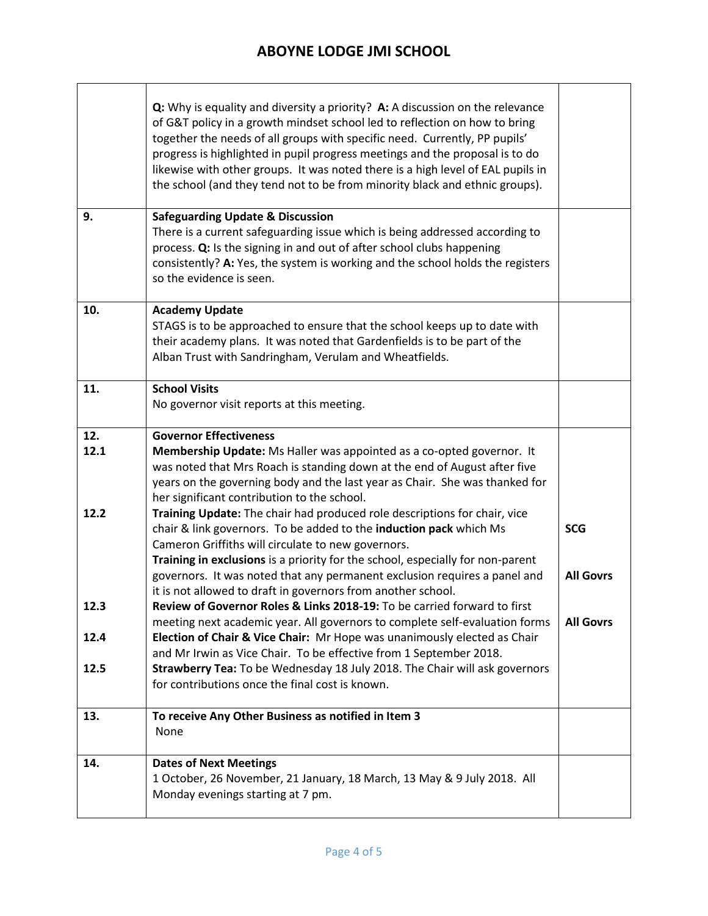| | | |
|---|---|---|
| | **Q:** Why is equality and diversity a priority? **A:** A discussion on the relevance of G&T policy in a growth mindset school led to reflection on how to bring together the needs of all groups with specific need. Currently, PP pupils' progress is highlighted in pupil progress meetings and the proposal is to do likewise with other groups. It was noted there is a high level of EAL pupils in the school (and they tend not to be from minority black and ethnic groups). | |
| 9. | **Safeguarding Update & Discussion**<br>There is a current safeguarding issue which is being addressed according to process. **Q:** Is the signing in and out of after school clubs happening consistently? **A:** Yes, the system is working and the school holds the registers so the evidence is seen. | |
| 10. | **Academy Update**<br>STAGS is to be approached to ensure that the school keeps up to date with their academy plans. It was noted that Gardenfields is to be part of the Alban Trust with Sandringham, Verulam and Wheatfields. | |
| 11. | **School Visits**<br>No governor visit reports at this meeting. | |
| 12.<br>12.1 | **Governor Effectiveness**<br>**Membership Update:** Ms Haller was appointed as a co-opted governor. It was noted that Mrs Roach is standing down at the end of August after five years on the governing body and the last year as Chair. She was thanked for her significant contribution to the school. | |
| 12.2 | **Training Update:** The chair had produced role descriptions for chair, vice chair & link governors. To be added to the **induction pack** which Ms Cameron Griffiths will circulate to new governors. | **SCG** |
| | **Training in exclusions** is a priority for the school, especially for non-parent governors. It was noted that any permanent exclusion requires a panel and it is not allowed to draft in governors from another school. | **All Govrs** |
| 12.3 | **Review of Governor Roles & Links 2018-19:** To be carried forward to first meeting next academic year. All governors to complete self-evaluation forms | **All Govrs** |
| 12.4 | **Election of Chair & Vice Chair:** Mr Hope was unanimously elected as Chair and Mr Irwin as Vice Chair. To be effective from 1 September 2018. | |
| 12.5 | **Strawberry Tea:** To be Wednesday 18 July 2018. The Chair will ask governors for contributions once the final cost is known. | |
| 13. | **To receive Any Other Business as notified in Item 3**<br>None | |
| 14. | **Dates of Next Meetings**<br>1 October, 26 November, 21 January, 18 March, 13 May & 9 July 2018. All Monday evenings starting at 7 pm. | |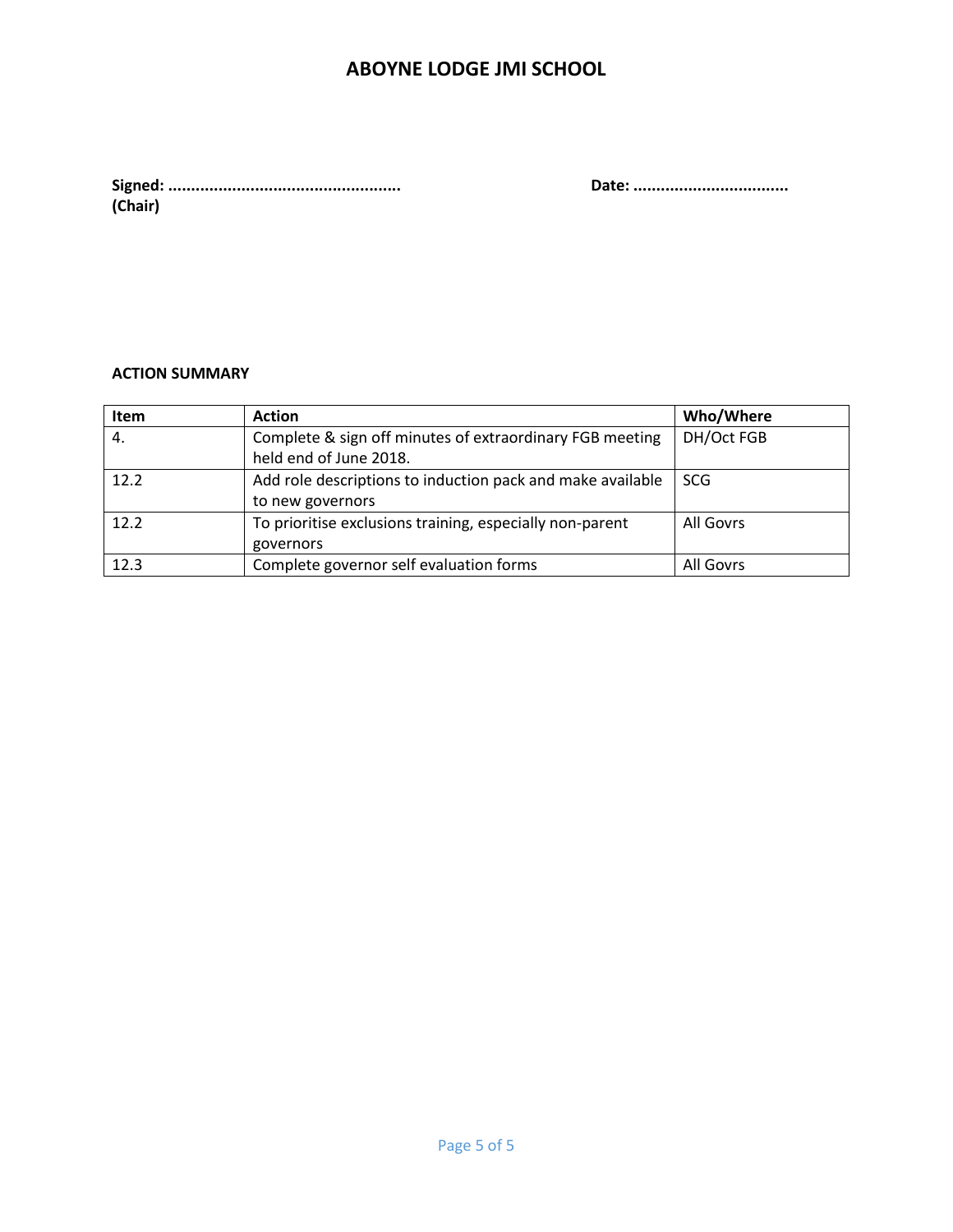**Signed: ..................................................** **Date: .................................**
**(Chair)**

**ACTION SUMMARY**

| Item | Action | Who/Where |
|---|---|---|
| 4. | Complete & sign off minutes of extraordinary FGB meeting held end of June 2018. | DH/Oct FGB |
| 12.2 | Add role descriptions to induction pack and make available to new governors | SCG |
| 12.2 | To prioritise exclusions training, especially non-parent governors | All Govrs |
| 12.3 | Complete governor self evaluation forms | All Govrs |